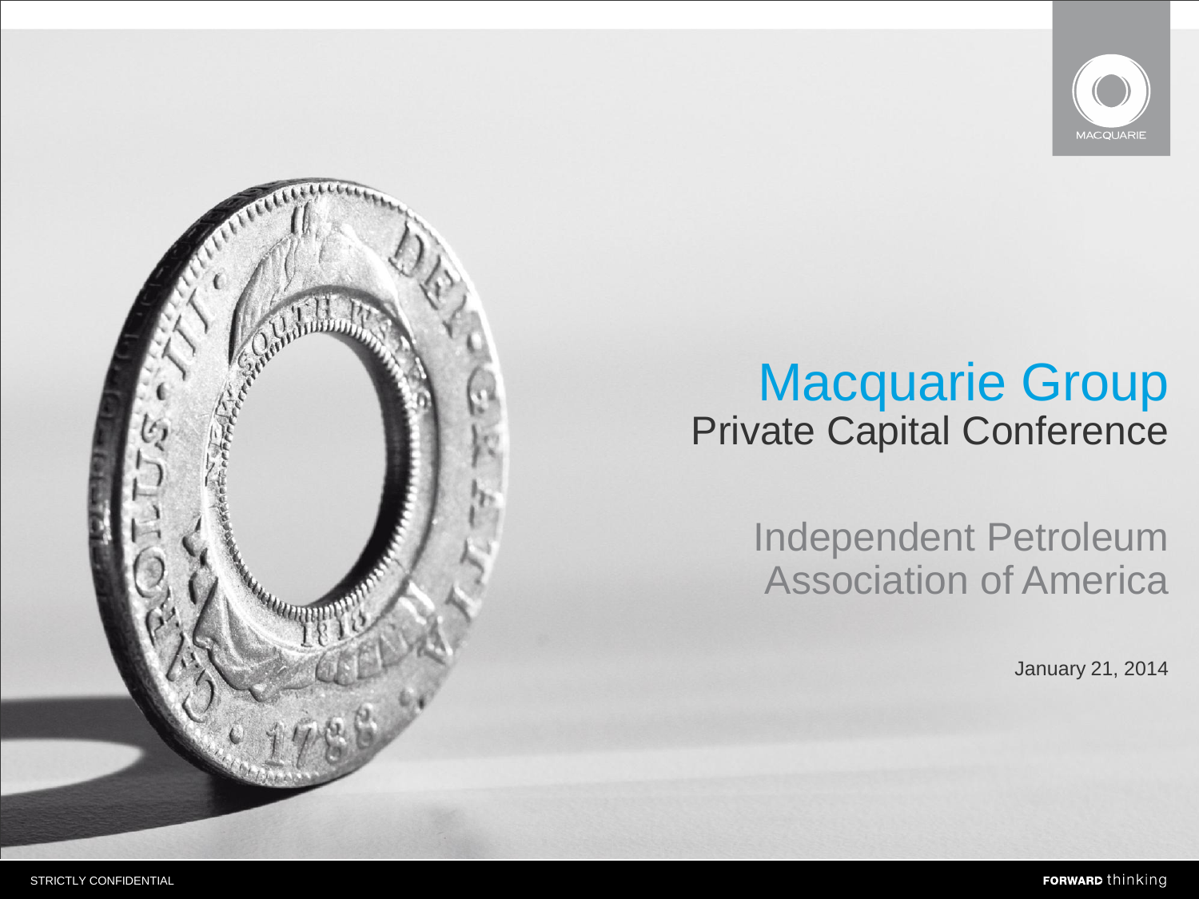# Macquarie Group

## Private Capital Conference

Independent Petroleum Association of America

January 21, 2014

STRICTLY CONFIDENTIAL

**FORWARD** thinking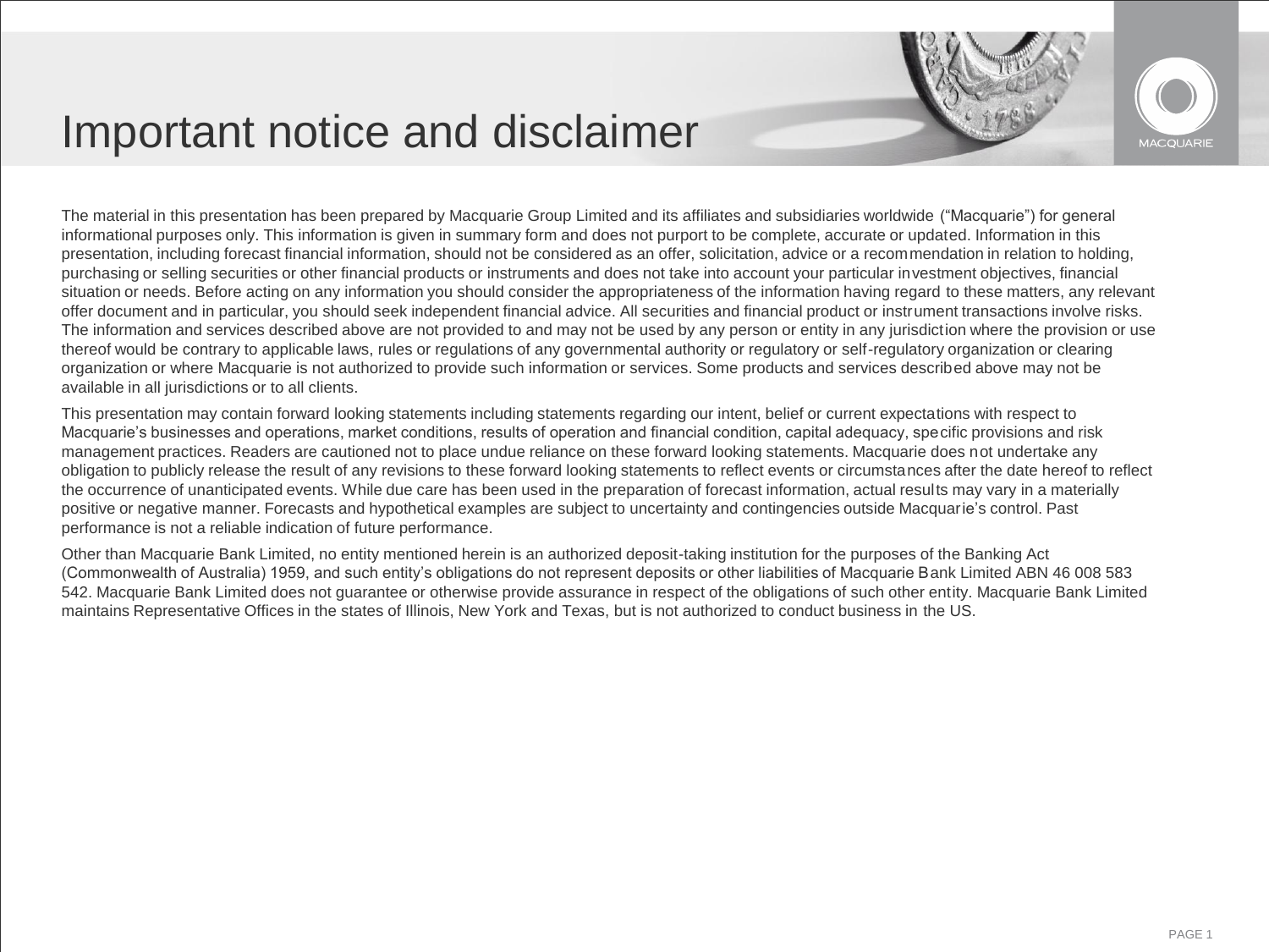# Important notice and disclaimer

The material in this presentation has been prepared by Macquarie Group Limited and its affiliates and subsidiaries worldwide ("Macquarie") for general informational purposes only. This information is given in summary form and does not purport to be complete, accurate or updated. Information in this presentation, including forecast financial information, should not be considered as an offer, solicitation, advice or a recommendation in relation to holding, purchasing or selling securities or other financial products or instruments and does not take into account your particular investment objectives, financial situation or needs. Before acting on any information you should consider the appropriateness of the information having regard to these matters, any relevant offer document and in particular, you should seek independent financial advice. All securities and financial product or instrument transactions involve risks. The information and services described above are not provided to and may not be used by any person or entity in any jurisdiction where the provision or use thereof would be contrary to applicable laws, rules or regulations of any governmental authority or regulatory or self-regulatory organization or clearing organization or where Macquarie is not authorized to provide such information or services. Some products and services described above may not be available in all jurisdictions or to all clients.

This presentation may contain forward looking statements including statements regarding our intent, belief or current expectations with respect to Macquarie's businesses and operations, market conditions, results of operation and financial condition, capital adequacy, specific provisions and risk management practices. Readers are cautioned not to place undue reliance on these forward looking statements. Macquarie does not undertake any obligation to publicly release the result of any revisions to these forward looking statements to reflect events or circumstances after the date hereof to reflect the occurrence of unanticipated events. While due care has been used in the preparation of forecast information, actual results may vary in a materially positive or negative manner. Forecasts and hypothetical examples are subject to uncertainty and contingencies outside Macquarie's control. Past performance is not a reliable indication of future performance.

Other than Macquarie Bank Limited, no entity mentioned herein is an authorized deposit-taking institution for the purposes of the Banking Act (Commonwealth of Australia) 1959, and such entity's obligations do not represent deposits or other liabilities of Macquarie Bank Limited ABN 46 008 583 542. Macquarie Bank Limited does not guarantee or otherwise provide assurance in respect of the obligations of such other entity. Macquarie Bank Limited maintains Representative Offices in the states of Illinois, New York and Texas, but is not authorized to conduct business in the US.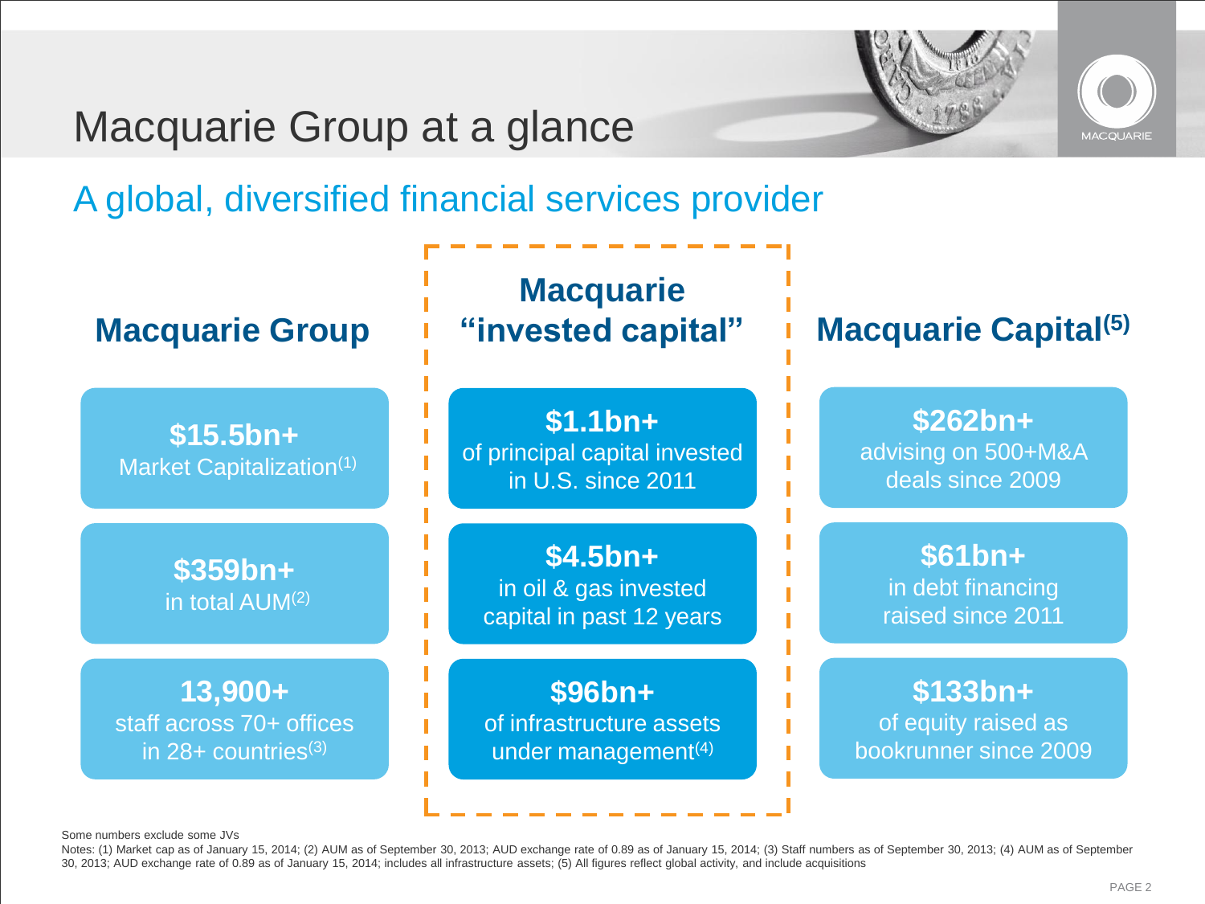# Macquarie Group at a glance

## A global, diversified financial services provider

### Macquarie Group

**$15.5bn+**
Market Capitalization[1]

**$359bn+**
in total AUM[2]

**13,900+**
staff across 70+ offices in 28+ countries[3]

### Macquarie "invested capital"

**$1.1bn+**
of principal capital invested in U.S. since 2011

**$4.5bn+**
in oil & gas invested capital in past 12 years

**$96bn+**
of infrastructure assets under management[4]

### Macquarie Capital[5]

**$262bn+**
advising on 500+M&A deals since 2009

**$61bn+**
in debt financing raised since 2011

**$133bn+**
of equity raised as bookrunner since 2009

Some numbers exclude some JVs

Notes: (1) Market cap as of January 15, 2014; (2) AUM as of September 30, 2013; AUD exchange rate of 0.89 as of January 15, 2014; (3) Staff numbers as of September 30, 2013; (4) AUM as of September 30, 2013; AUD exchange rate of 0.89 as of January 15, 2014; includes all infrastructure assets; (5) All figures reflect global activity, and include acquisitions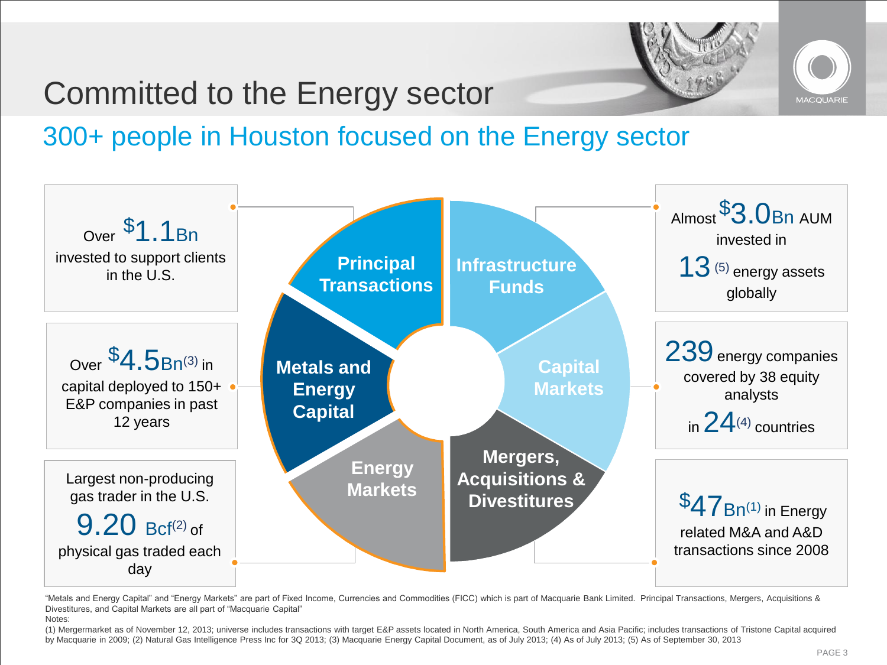# Committed to the Energy sector

## 300+ people in Houston focused on the Energy sector

Over $1.1Bn invested to support clients in the U.S.

Over $4.5Bn[3] in capital deployed to 150+ E&P companies in past 12 years

Largest non-producing gas trader in the U.S. 9.20 Bcf[2] of physical gas traded each day

**Principal Transactions**

**Infrastructure Funds**

**Metals and Energy Capital**

**Capital Markets**

**Energy Markets**

**Mergers, Acquisitions & Divestitures**

Almost $3.0Bn AUM invested in 13[5] energy assets globally

239 energy companies covered by 38 equity analysts in 24[4] countries

$47Bn[1] in Energy related M&A and A&D transactions since 2008

"Metals and Energy Capital" and "Energy Markets" are part of Fixed Income, Currencies and Commodities (FICC) which is part of Macquarie Bank Limited. Principal Transactions, Mergers, Acquisitions & Divestitures, and Capital Markets are all part of "Macquarie Capital"

Notes:

(1) Mergermarket as of November 12, 2013; universe includes transactions with target E&P assets located in North America, South America and Asia Pacific; includes transactions of Tristone Capital acquired by Macquarie in 2009; (2) Natural Gas Intelligence Press Inc for 3Q 2013; (3) Macquarie Energy Capital Document, as of July 2013; (4) As of July 2013; (5) As of September 30, 2013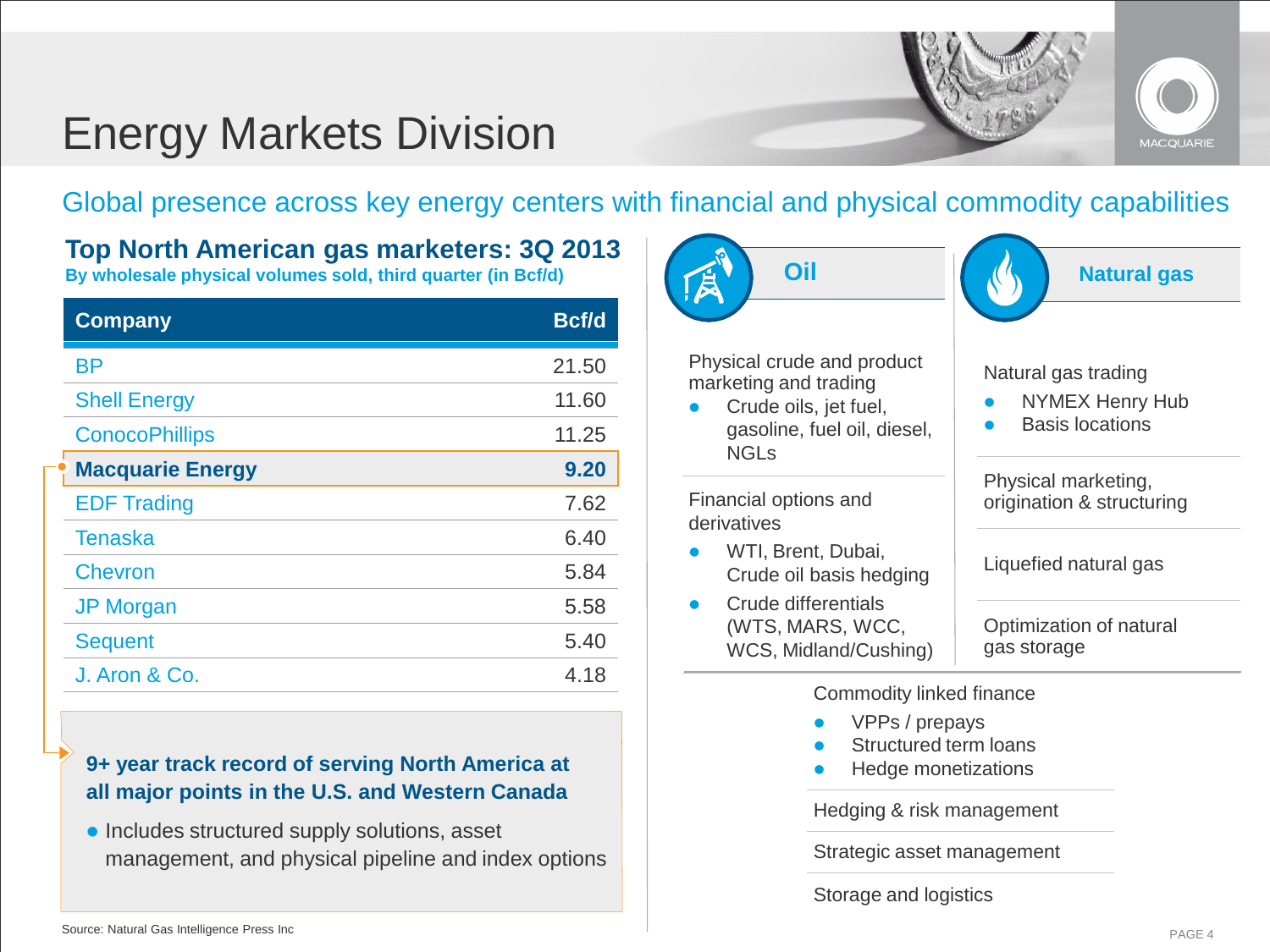# Energy Markets Division

## Global presence across key energy centers with financial and physical commodity capabilities

### Top North American gas marketers: 3Q 2013

**By wholesale physical volumes sold, third quarter (in Bcf/d)**

| Company | Bcf/d |
|---|---|
| BP | 21.50 |
| Shell Energy | 11.60 |
| ConocoPhillips | 11.25 |
| **Macquarie Energy** | **9.20** |
| EDF Trading | 7.62 |
| Tenaska | 6.40 |
| Chevron | 5.84 |
| JP Morgan | 5.58 |
| Sequent | 5.40 |
| J. Aron & Co. | 4.18 |

**9+ year track record of serving North America at all major points in the U.S. and Western Canada**

- Includes structured supply solutions, asset management, and physical pipeline and index options

Source: Natural Gas Intelligence Press Inc

### Oil

Physical crude and product marketing and trading

- Crude oils, jet fuel, gasoline, fuel oil, diesel, NGLs

Financial options and derivatives

- WTI, Brent, Dubai, Crude oil basis hedging
- Crude differentials (WTS, MARS, WCC, WCS, Midland/Cushing)

### Natural gas

Natural gas trading

- NYMEX Henry Hub
- Basis locations

Physical marketing, origination & structuring

Liquefied natural gas

Optimization of natural gas storage

Commodity linked finance

- VPPs / prepays
- Structured term loans
- Hedge monetizations

Hedging & risk management

Strategic asset management

Storage and logistics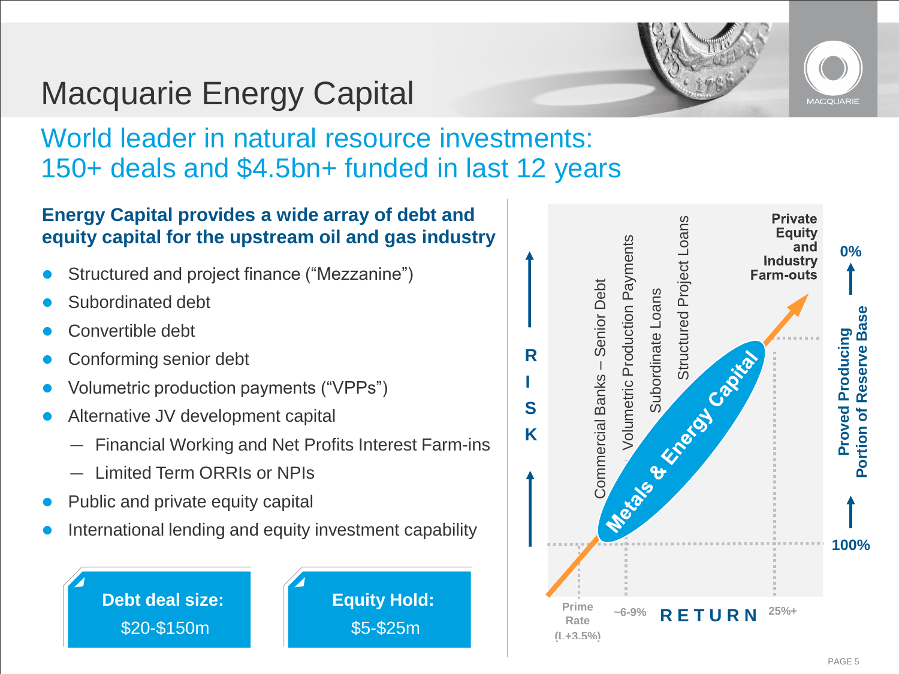# Macquarie Energy Capital

## World leader in natural resource investments: 150+ deals and $4.5bn+ funded in last 12 years

**Energy Capital provides a wide array of debt and equity capital for the upstream oil and gas industry**

- Structured and project finance (“Mezzanine”)
- Subordinated debt
- Convertible debt
- Conforming senior debt
- Volumetric production payments (“VPPs”)
- Alternative JV development capital
  - Financial Working and Net Profits Interest Farm-ins
  - Limited Term ORRIs or NPIs
- Public and private equity capital
- International lending and equity investment capability

**Debt deal size:**
$20-$150m

**Equity Hold:**
$5-$25m

RISK

Commercial Banks – Senior Debt

Volumetric Production Payments

Subordinate Loans

Structured Project Loans

Private Equity and Industry Farm-outs

Metals & Energy Capital

0%

Proved Producing Portion of Reserve Base

100%

Prime Rate (L+3.5%)

~6-9%

RETURN

25%+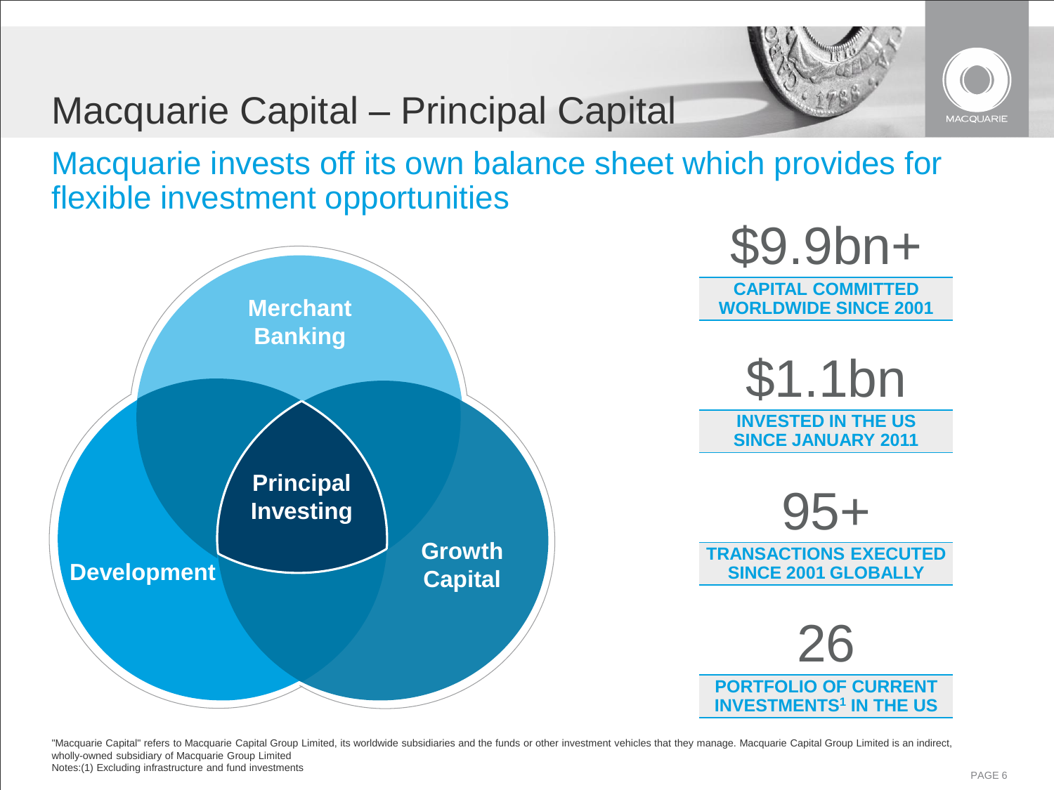# Macquarie Capital – Principal Capital

## Macquarie invests off its own balance sheet which provides for flexible investment opportunities

Merchant Banking

Principal Investing

Development

Growth Capital

**$9.9bn+**
CAPITAL COMMITTED WORLDWIDE SINCE 2001

**$1.1bn**
INVESTED IN THE US SINCE JANUARY 2011

**95+**
TRANSACTIONS EXECUTED SINCE 2001 GLOBALLY

**26**
PORTFOLIO OF CURRENT INVESTMENTS[1] IN THE US

"Macquarie Capital" refers to Macquarie Capital Group Limited, its worldwide subsidiaries and the funds or other investment vehicles that they manage. Macquarie Capital Group Limited is an indirect, wholly-owned subsidiary of Macquarie Group Limited

Notes:(1) Excluding infrastructure and fund investments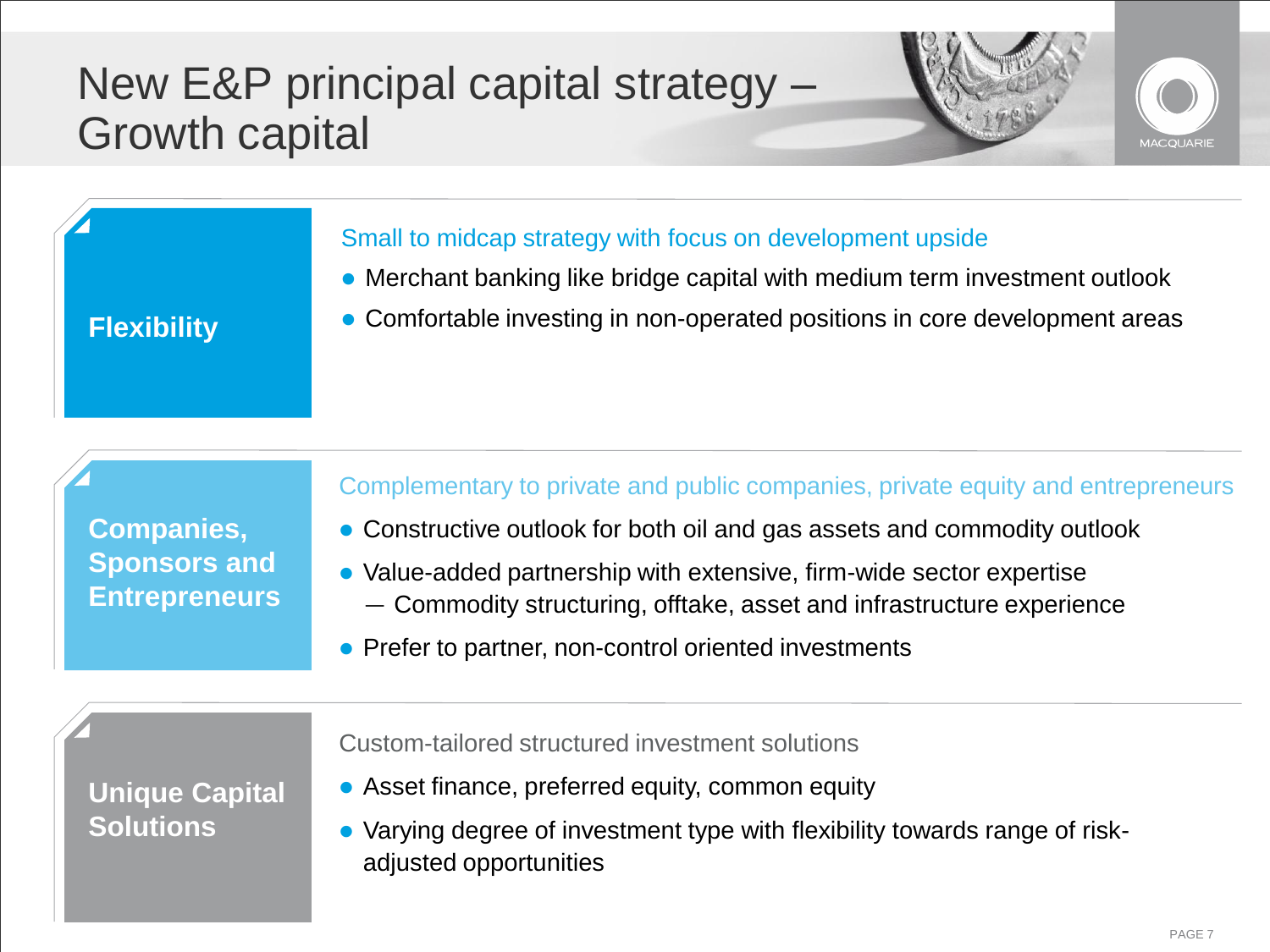# New E&P principal capital strategy – Growth capital

## Flexibility

Small to midcap strategy with focus on development upside

- Merchant banking like bridge capital with medium term investment outlook
- Comfortable investing in non-operated positions in core development areas

## Companies, Sponsors and Entrepreneurs

Complementary to private and public companies, private equity and entrepreneurs

- Constructive outlook for both oil and gas assets and commodity outlook
- Value-added partnership with extensive, firm-wide sector expertise
  - Commodity structuring, offtake, asset and infrastructure experience
- Prefer to partner, non-control oriented investments

## Unique Capital Solutions

Custom-tailored structured investment solutions

- Asset finance, preferred equity, common equity
- Varying degree of investment type with flexibility towards range of risk-adjusted opportunities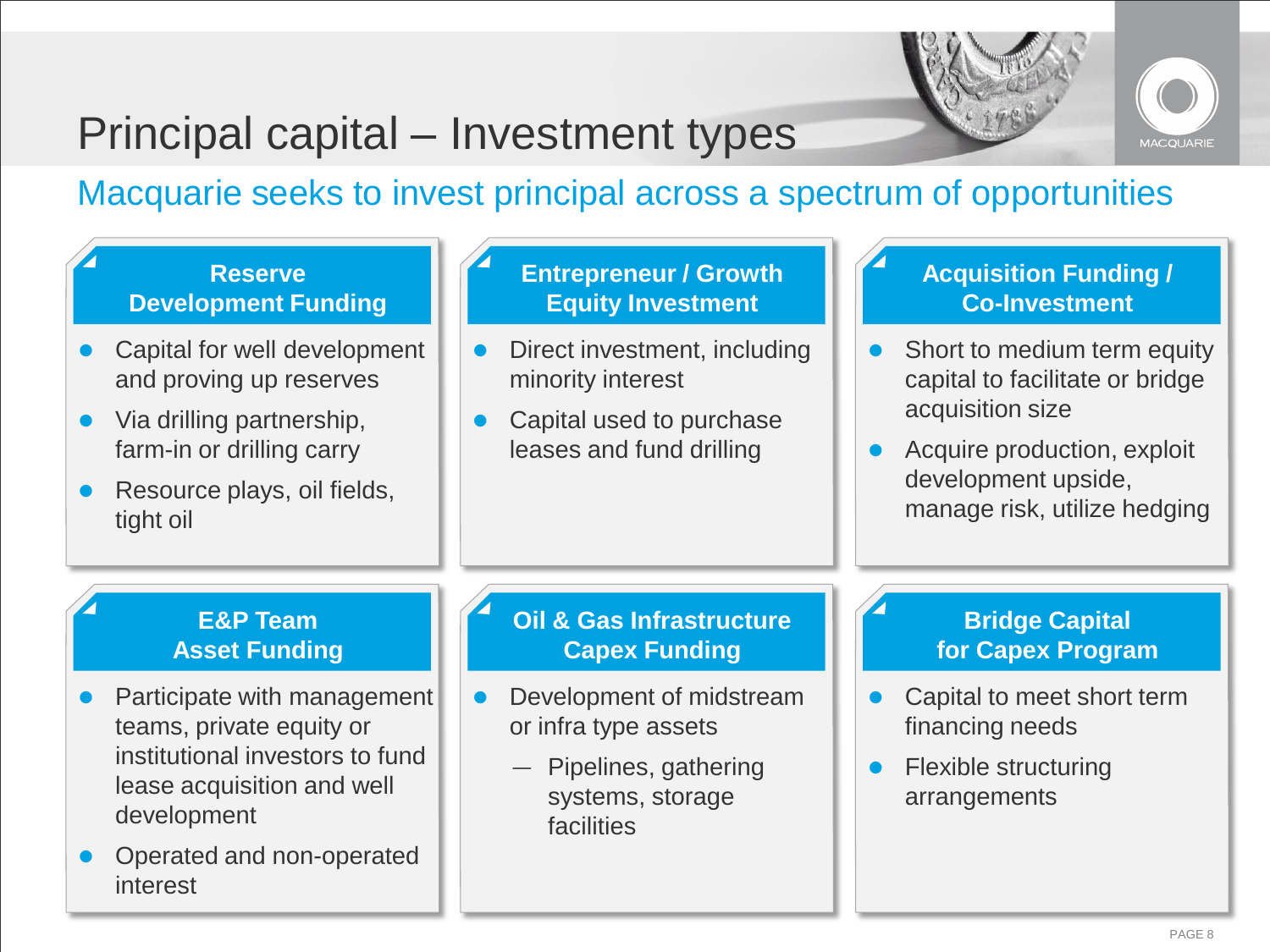# Principal capital – Investment types

## Macquarie seeks to invest principal across a spectrum of opportunities

### Reserve Development Funding

- Capital for well development and proving up reserves
- Via drilling partnership, farm-in or drilling carry
- Resource plays, oil fields, tight oil

### Entrepreneur / Growth Equity Investment

- Direct investment, including minority interest
- Capital used to purchase leases and fund drilling

### Acquisition Funding / Co-Investment

- Short to medium term equity capital to facilitate or bridge acquisition size
- Acquire production, exploit development upside, manage risk, utilize hedging

### E&P Team Asset Funding

- Participate with management teams, private equity or institutional investors to fund lease acquisition and well development
- Operated and non-operated interest

### Oil & Gas Infrastructure Capex Funding

- Development of midstream or infra type assets
  - Pipelines, gathering systems, storage facilities

### Bridge Capital for Capex Program

- Capital to meet short term financing needs
- Flexible structuring arrangements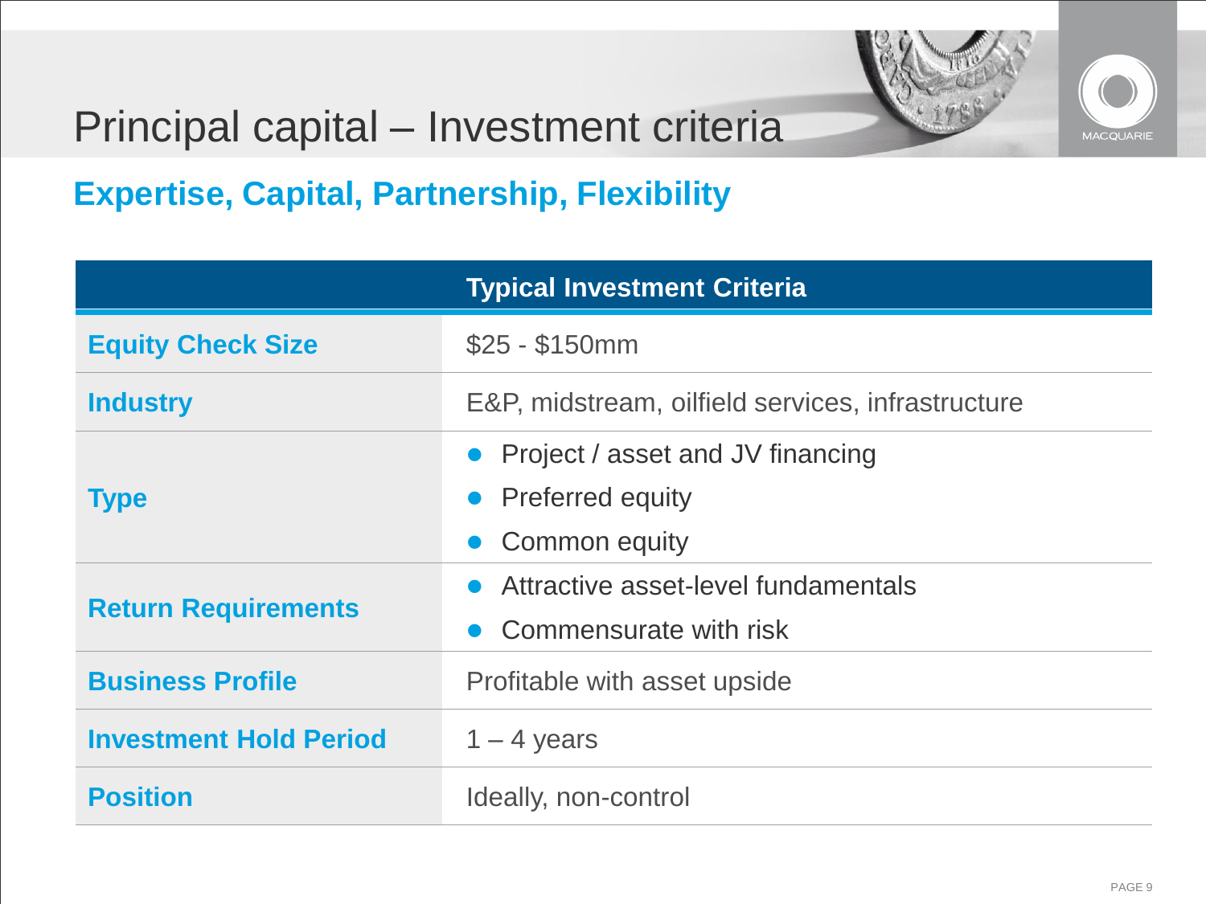# Principal capital – Investment criteria

## Expertise, Capital, Partnership, Flexibility

| | Typical Investment Criteria |
|---|---|
| **Equity Check Size** | \$25 - \$150mm |
| **Industry** | E&P, midstream, oilfield services, infrastructure |
| **Type** | • Project / asset and JV financing<br>• Preferred equity<br>• Common equity |
| **Return Requirements** | • Attractive asset-level fundamentals<br>• Commensurate with risk |
| **Business Profile** | Profitable with asset upside |
| **Investment Hold Period** | 1 – 4 years |
| **Position** | Ideally, non-control |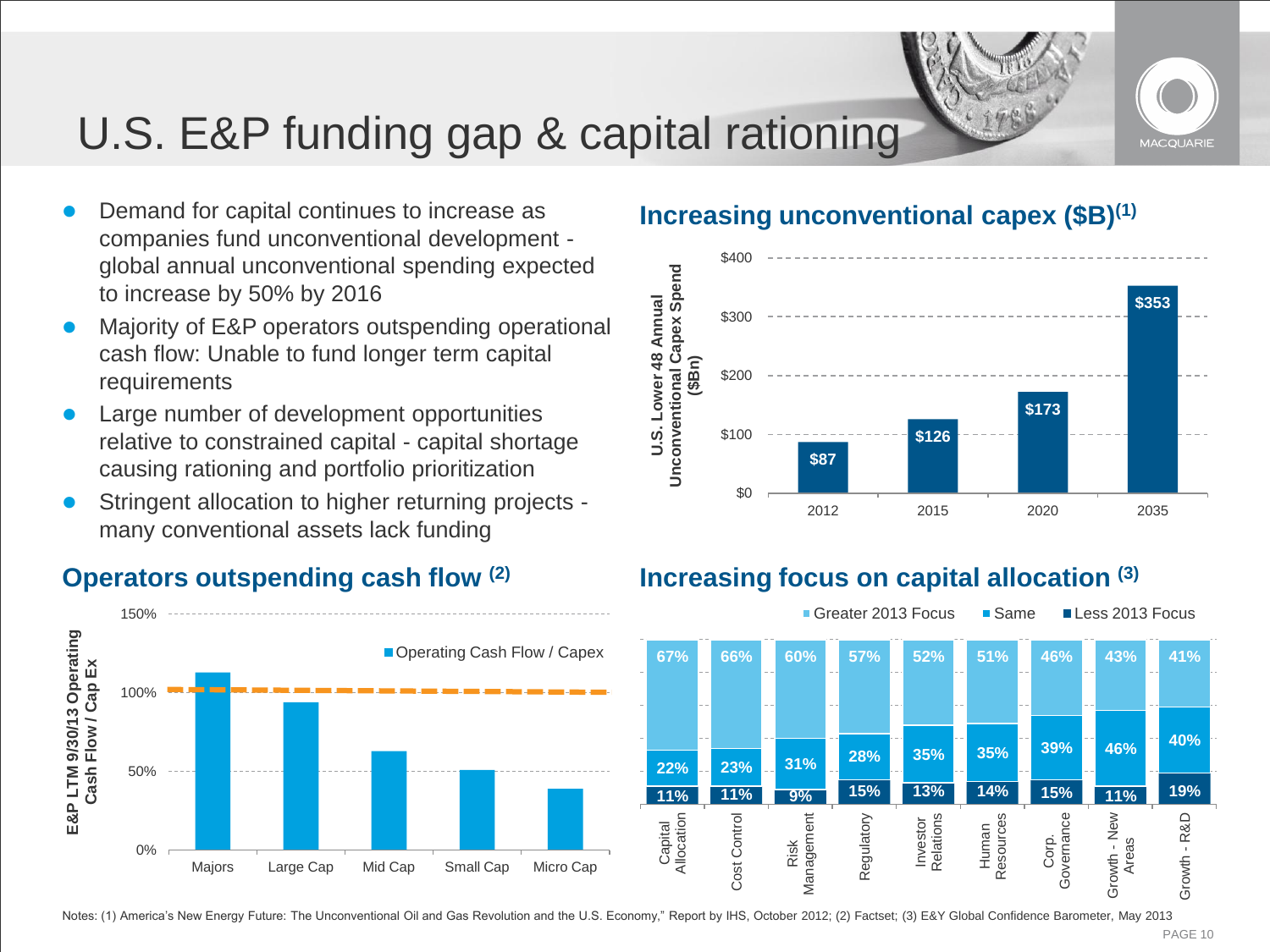# U.S. E&P funding gap & capital rationing

- Demand for capital continues to increase as companies fund unconventional development - global annual unconventional spending expected to increase by 50% by 2016
- Majority of E&P operators outspending operational cash flow: Unable to fund longer term capital requirements
- Large number of development opportunities relative to constrained capital - capital shortage causing rationing and portfolio prioritization
- Stringent allocation to higher returning projects - many conventional assets lack funding

## Increasing unconventional capex ($B)[1]

U.S. Lower 48 Annual Unconventional Capex Spend ($Bn)

| Year | Capex ($Bn) |
|---|---|
| 2012 | $87 |
| 2015 | $126 |
| 2020 | $173 |
| 2035 | $353 |

## Operators outspending cash flow [2]

E&P LTM 9/30/13 Operating Cash Flow / Cap Ex

Operating Cash Flow / Capex (approximate, read from chart; dashed line at ~100%)

| Category | Operating Cash Flow / Capex |
|---|---|
| Majors | ~113% |
| Large Cap | ~94% |
| Mid Cap | ~63% |
| Small Cap | ~51% |
| Micro Cap | ~39% |

## Increasing focus on capital allocation [3]

| Area | Greater 2013 Focus | Same | Less 2013 Focus |
|---|---|---|---|
| Capital Allocation | 67% | 22% | 11% |
| Cost Control | 66% | 23% | 11% |
| Risk Management | 60% | 31% | 9% |
| Regulatory | 57% | 28% | 15% |
| Investor Relations | 52% | 35% | 13% |
| Human Resources | 51% | 35% | 14% |
| Corp. Governance | 46% | 39% | 15% |
| Growth - New Areas | 43% | 46% | 11% |
| Growth - R&D | 41% | 40% | 19% |

Notes: (1) America's New Energy Future: The Unconventional Oil and Gas Revolution and the U.S. Economy," Report by IHS, October 2012; (2) Factset; (3) E&Y Global Confidence Barometer, May 2013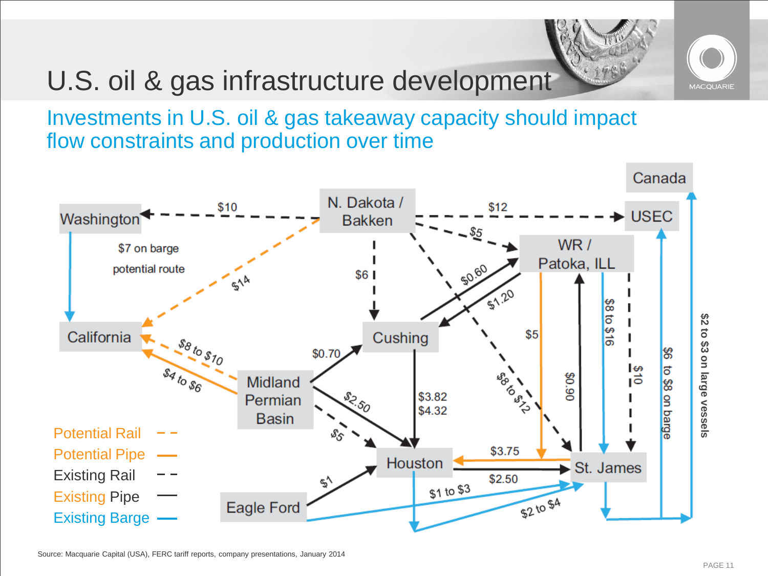# U.S. oil & gas infrastructure development

## Investments in U.S. oil & gas takeaway capacity should impact flow constraints and production over time

Washington

N. Dakota / Bakken

Canada

USEC

WR / Patoka, ILL

California

Cushing

Midland Permian Basin

Houston

St. James

Eagle Ford

$10

$12

$5

$7 on barge potential route

$14

$6

$0.60

$1.20

$5

$8 to $16

$10

$6 to $8 on barge

$2 to $3 on large vessels

$8 to $10

$4 to $6

$0.70

$2.50

$5

$3.82
$4.32

$8 to $12

$0.90

$3.75

$2.50

$1

$1 to $3

$2 to $4

Potential Rail

Potential Pipe

Existing Rail

Existing Pipe

Existing Barge

Source: Macquarie Capital (USA), FERC tariff reports, company presentations, January 2014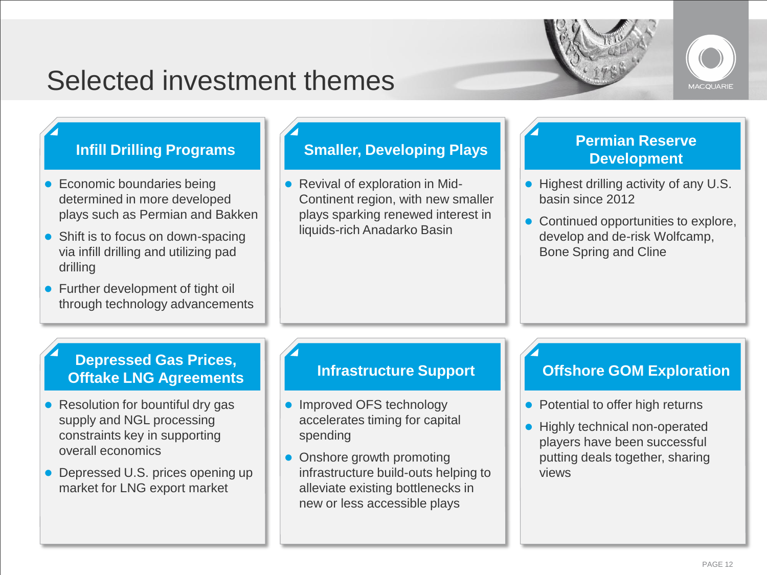# Selected investment themes

## Infill Drilling Programs

- Economic boundaries being determined in more developed plays such as Permian and Bakken
- Shift is to focus on down-spacing via infill drilling and utilizing pad drilling
- Further development of tight oil through technology advancements

## Smaller, Developing Plays

- Revival of exploration in Mid-Continent region, with new smaller plays sparking renewed interest in liquids-rich Anadarko Basin

## Permian Reserve Development

- Highest drilling activity of any U.S. basin since 2012
- Continued opportunities to explore, develop and de-risk Wolfcamp, Bone Spring and Cline

## Depressed Gas Prices, Offtake LNG Agreements

- Resolution for bountiful dry gas supply and NGL processing constraints key in supporting overall economics
- Depressed U.S. prices opening up market for LNG export market

## Infrastructure Support

- Improved OFS technology accelerates timing for capital spending
- Onshore growth promoting infrastructure build-outs helping to alleviate existing bottlenecks in new or less accessible plays

## Offshore GOM Exploration

- Potential to offer high returns
- Highly technical non-operated players have been successful putting deals together, sharing views